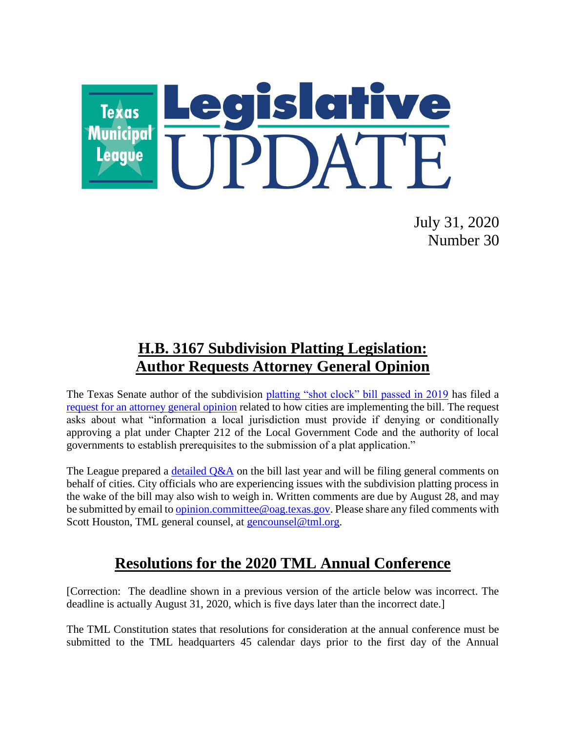# Texas Municipal League Legislative UPDATE

July 31, 2020
Number 30

## H.B. 3167 Subdivision Platting Legislation: Author Requests Attorney General Opinion

The Texas Senate author of the subdivision platting "shot clock" bill passed in 2019 has filed a request for an attorney general opinion related to how cities are implementing the bill. The request asks about what "information a local jurisdiction must provide if denying or conditionally approving a plat under Chapter 212 of the Local Government Code and the authority of local governments to establish prerequisites to the submission of a plat application."

The League prepared a detailed Q&A on the bill last year and will be filing general comments on behalf of cities. City officials who are experiencing issues with the subdivision platting process in the wake of the bill may also wish to weigh in. Written comments are due by August 28, and may be submitted by email to opinion.committee@oag.texas.gov. Please share any filed comments with Scott Houston, TML general counsel, at gencounsel@tml.org.

## Resolutions for the 2020 TML Annual Conference

[Correction: The deadline shown in a previous version of the article below was incorrect. The deadline is actually August 31, 2020, which is five days later than the incorrect date.]

The TML Constitution states that resolutions for consideration at the annual conference must be submitted to the TML headquarters 45 calendar days prior to the first day of the Annual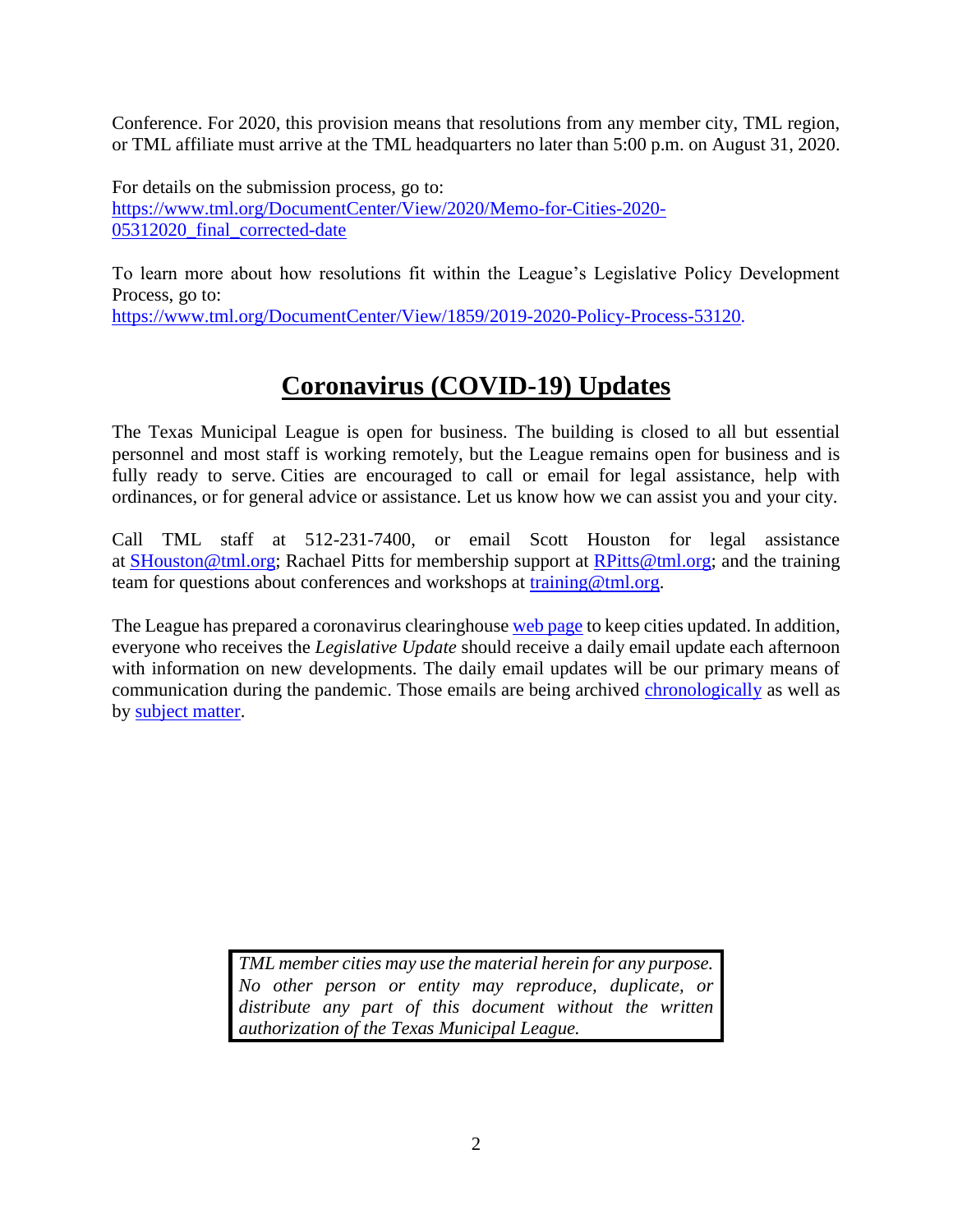Conference. For 2020, this provision means that resolutions from any member city, TML region, or TML affiliate must arrive at the TML headquarters no later than 5:00 p.m. on August 31, 2020.

For details on the submission process, go to: https://www.tml.org/DocumentCenter/View/2020/Memo-for-Cities-2020-05312020_final_corrected-date

To learn more about how resolutions fit within the League's Legislative Policy Development Process, go to: https://www.tml.org/DocumentCenter/View/1859/2019-2020-Policy-Process-53120.

## Coronavirus (COVID-19) Updates

The Texas Municipal League is open for business. The building is closed to all but essential personnel and most staff is working remotely, but the League remains open for business and is fully ready to serve. Cities are encouraged to call or email for legal assistance, help with ordinances, or for general advice or assistance. Let us know how we can assist you and your city.

Call TML staff at 512-231-7400, or email Scott Houston for legal assistance at SHouston@tml.org; Rachael Pitts for membership support at RPitts@tml.org; and the training team for questions about conferences and workshops at training@tml.org.

The League has prepared a coronavirus clearinghouse web page to keep cities updated. In addition, everyone who receives the *Legislative Update* should receive a daily email update each afternoon with information on new developments. The daily email updates will be our primary means of communication during the pandemic. Those emails are being archived chronologically as well as by subject matter.

*TML member cities may use the material herein for any purpose. No other person or entity may reproduce, duplicate, or distribute any part of this document without the written authorization of the Texas Municipal League.*